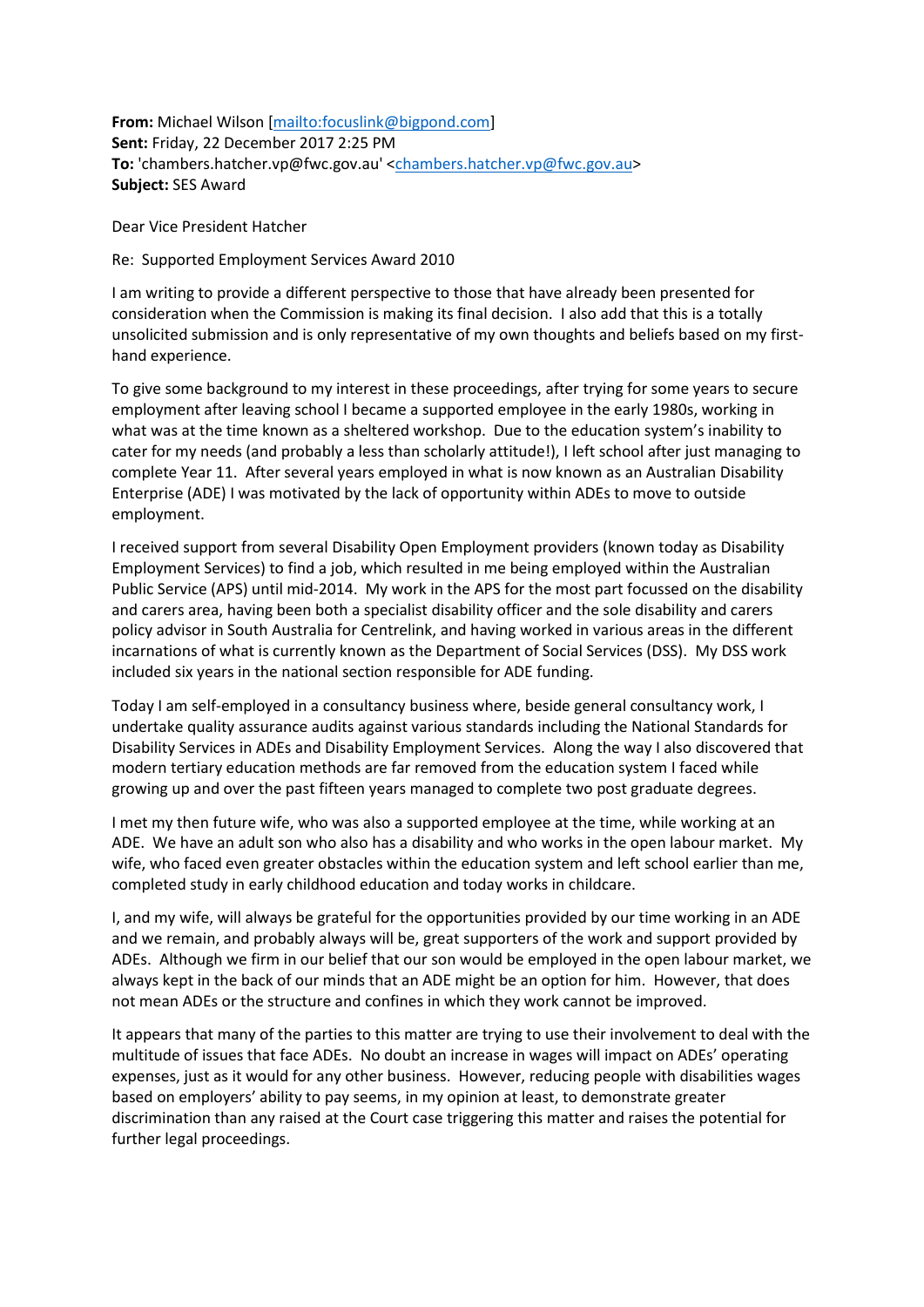**From:** Michael Wilson [mailto:focuslink@bigpond.com]
**Sent:** Friday, 22 December 2017 2:25 PM
**To:** 'chambers.hatcher.vp@fwc.gov.au' <chambers.hatcher.vp@fwc.gov.au>
**Subject:** SES Award

Dear Vice President Hatcher

Re: Supported Employment Services Award 2010

I am writing to provide a different perspective to those that have already been presented for consideration when the Commission is making its final decision. I also add that this is a totally unsolicited submission and is only representative of my own thoughts and beliefs based on my first-hand experience.

To give some background to my interest in these proceedings, after trying for some years to secure employment after leaving school I became a supported employee in the early 1980s, working in what was at the time known as a sheltered workshop. Due to the education system's inability to cater for my needs (and probably a less than scholarly attitude!), I left school after just managing to complete Year 11. After several years employed in what is now known as an Australian Disability Enterprise (ADE) I was motivated by the lack of opportunity within ADEs to move to outside employment.

I received support from several Disability Open Employment providers (known today as Disability Employment Services) to find a job, which resulted in me being employed within the Australian Public Service (APS) until mid-2014. My work in the APS for the most part focussed on the disability and carers area, having been both a specialist disability officer and the sole disability and carers policy advisor in South Australia for Centrelink, and having worked in various areas in the different incarnations of what is currently known as the Department of Social Services (DSS). My DSS work included six years in the national section responsible for ADE funding.

Today I am self-employed in a consultancy business where, beside general consultancy work, I undertake quality assurance audits against various standards including the National Standards for Disability Services in ADEs and Disability Employment Services. Along the way I also discovered that modern tertiary education methods are far removed from the education system I faced while growing up and over the past fifteen years managed to complete two post graduate degrees.

I met my then future wife, who was also a supported employee at the time, while working at an ADE. We have an adult son who also has a disability and who works in the open labour market. My wife, who faced even greater obstacles within the education system and left school earlier than me, completed study in early childhood education and today works in childcare.

I, and my wife, will always be grateful for the opportunities provided by our time working in an ADE and we remain, and probably always will be, great supporters of the work and support provided by ADEs. Although we firm in our belief that our son would be employed in the open labour market, we always kept in the back of our minds that an ADE might be an option for him. However, that does not mean ADEs or the structure and confines in which they work cannot be improved.

It appears that many of the parties to this matter are trying to use their involvement to deal with the multitude of issues that face ADEs. No doubt an increase in wages will impact on ADEs' operating expenses, just as it would for any other business. However, reducing people with disabilities wages based on employers' ability to pay seems, in my opinion at least, to demonstrate greater discrimination than any raised at the Court case triggering this matter and raises the potential for further legal proceedings.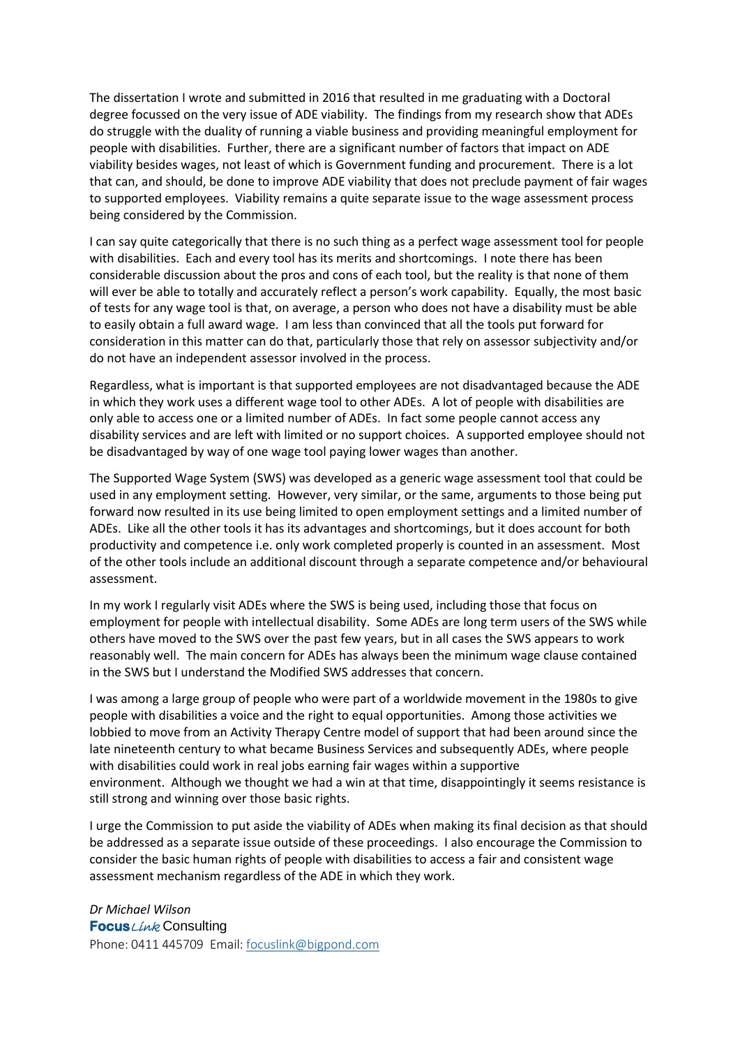The dissertation I wrote and submitted in 2016 that resulted in me graduating with a Doctoral degree focussed on the very issue of ADE viability. The findings from my research show that ADEs do struggle with the duality of running a viable business and providing meaningful employment for people with disabilities. Further, there are a significant number of factors that impact on ADE viability besides wages, not least of which is Government funding and procurement. There is a lot that can, and should, be done to improve ADE viability that does not preclude payment of fair wages to supported employees. Viability remains a quite separate issue to the wage assessment process being considered by the Commission.

I can say quite categorically that there is no such thing as a perfect wage assessment tool for people with disabilities. Each and every tool has its merits and shortcomings. I note there has been considerable discussion about the pros and cons of each tool, but the reality is that none of them will ever be able to totally and accurately reflect a person's work capability. Equally, the most basic of tests for any wage tool is that, on average, a person who does not have a disability must be able to easily obtain a full award wage. I am less than convinced that all the tools put forward for consideration in this matter can do that, particularly those that rely on assessor subjectivity and/or do not have an independent assessor involved in the process.

Regardless, what is important is that supported employees are not disadvantaged because the ADE in which they work uses a different wage tool to other ADEs. A lot of people with disabilities are only able to access one or a limited number of ADEs. In fact some people cannot access any disability services and are left with limited or no support choices. A supported employee should not be disadvantaged by way of one wage tool paying lower wages than another.

The Supported Wage System (SWS) was developed as a generic wage assessment tool that could be used in any employment setting. However, very similar, or the same, arguments to those being put forward now resulted in its use being limited to open employment settings and a limited number of ADEs. Like all the other tools it has its advantages and shortcomings, but it does account for both productivity and competence i.e. only work completed properly is counted in an assessment. Most of the other tools include an additional discount through a separate competence and/or behavioural assessment.

In my work I regularly visit ADEs where the SWS is being used, including those that focus on employment for people with intellectual disability. Some ADEs are long term users of the SWS while others have moved to the SWS over the past few years, but in all cases the SWS appears to work reasonably well. The main concern for ADEs has always been the minimum wage clause contained in the SWS but I understand the Modified SWS addresses that concern.

I was among a large group of people who were part of a worldwide movement in the 1980s to give people with disabilities a voice and the right to equal opportunities. Among those activities we lobbied to move from an Activity Therapy Centre model of support that had been around since the late nineteenth century to what became Business Services and subsequently ADEs, where people with disabilities could work in real jobs earning fair wages within a supportive environment. Although we thought we had a win at that time, disappointingly it seems resistance is still strong and winning over those basic rights.

I urge the Commission to put aside the viability of ADEs when making its final decision as that should be addressed as a separate issue outside of these proceedings. I also encourage the Commission to consider the basic human rights of people with disabilities to access a fair and consistent wage assessment mechanism regardless of the ADE in which they work.

*Dr Michael Wilson*
**Focus***Link* Consulting
Phone: 0411 445709 Email: focuslink@bigpond.com